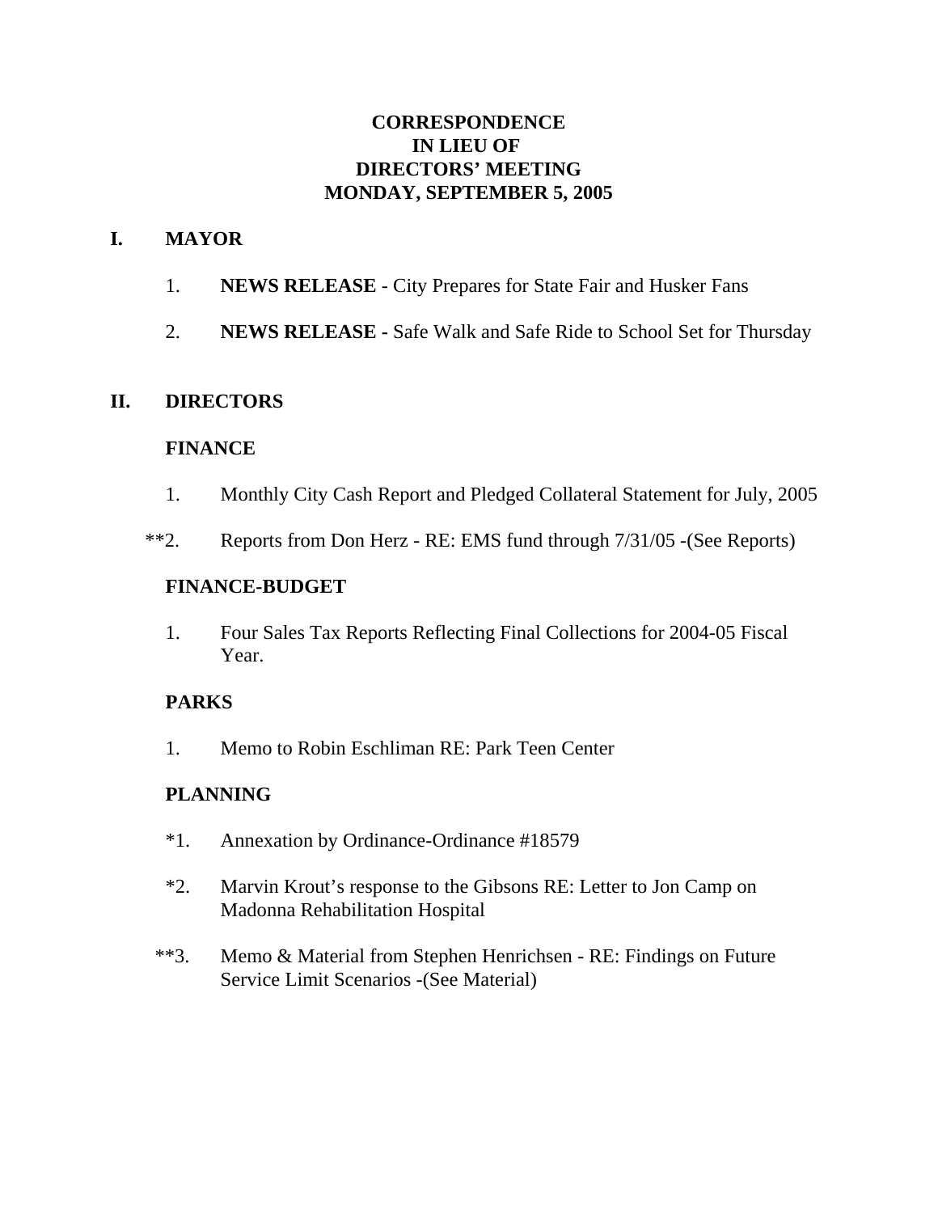# CORRESPONDENCE
# IN LIEU OF
# DIRECTORS' MEETING
# MONDAY, SEPTEMBER 5, 2005

## I. MAYOR

1. **NEWS RELEASE** - City Prepares for State Fair and Husker Fans

2. **NEWS RELEASE** - Safe Walk and Safe Ride to School Set for Thursday

## II. DIRECTORS

### FINANCE

1. Monthly City Cash Report and Pledged Collateral Statement for July, 2005

**2. Reports from Don Herz - RE: EMS fund through 7/31/05 -(See Reports)

### FINANCE-BUDGET

1. Four Sales Tax Reports Reflecting Final Collections for 2004-05 Fiscal Year.

### PARKS

1. Memo to Robin Eschliman RE: Park Teen Center

### PLANNING

*1. Annexation by Ordinance-Ordinance #18579

*2. Marvin Krout's response to the Gibsons RE: Letter to Jon Camp on Madonna Rehabilitation Hospital

**3. Memo & Material from Stephen Henrichsen - RE: Findings on Future Service Limit Scenarios -(See Material)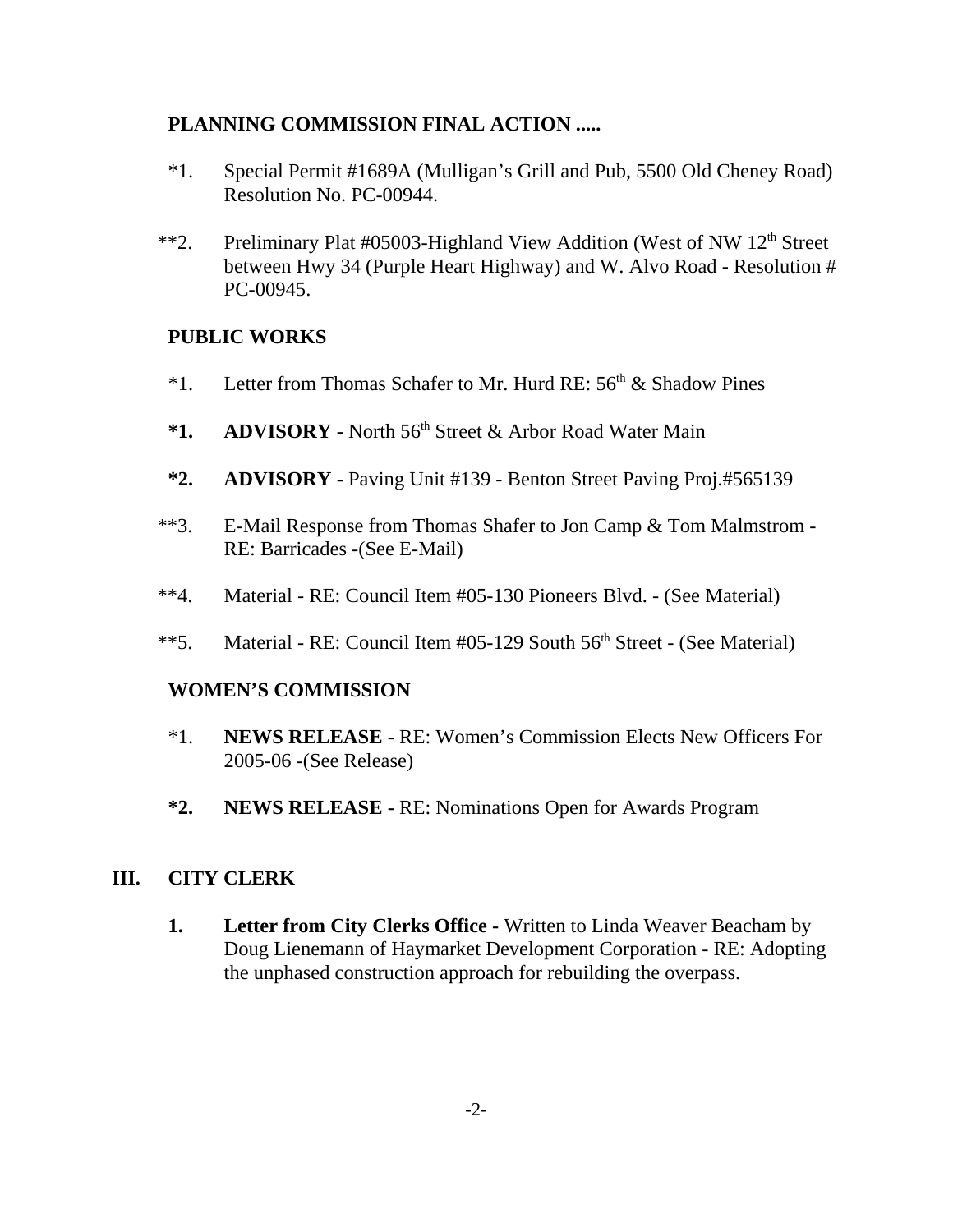**PLANNING COMMISSION FINAL ACTION .....**

*1. Special Permit #1689A (Mulligan's Grill and Pub, 5500 Old Cheney Road) Resolution No. PC-00944.

**2. Preliminary Plat #05003-Highland View Addition (West of NW 12th Street between Hwy 34 (Purple Heart Highway) and W. Alvo Road - Resolution # PC-00945.

**PUBLIC WORKS**

*1. Letter from Thomas Schafer to Mr. Hurd RE: 56th & Shadow Pines

**\*1. ADVISORY -** North 56th Street & Arbor Road Water Main

**\*2. ADVISORY -** Paving Unit #139 - Benton Street Paving Proj.#565139

**3. E-Mail Response from Thomas Shafer to Jon Camp & Tom Malmstrom - RE: Barricades -(See E-Mail)

**4. Material - RE: Council Item #05-130 Pioneers Blvd. - (See Material)

**5. Material - RE: Council Item #05-129 South 56th Street - (See Material)

**WOMEN'S COMMISSION**

*1. **NEWS RELEASE** - RE: Women's Commission Elects New Officers For 2005-06 -(See Release)

**\*2. NEWS RELEASE -** RE: Nominations Open for Awards Program

## III. CITY CLERK

**1. Letter from City Clerks Office -** Written to Linda Weaver Beacham by Doug Lienemann of Haymarket Development Corporation - RE: Adopting the unphased construction approach for rebuilding the overpass.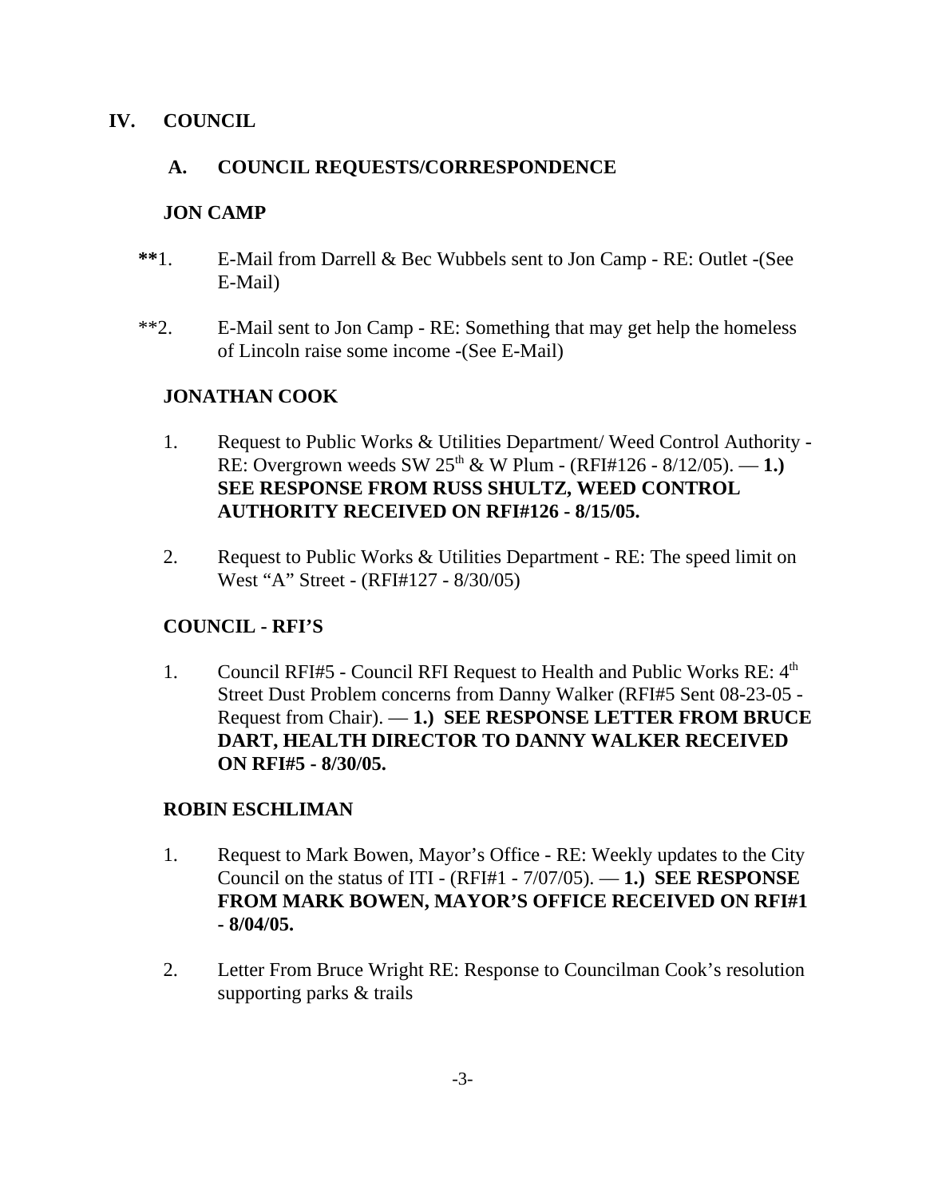# IV. COUNCIL

## A. COUNCIL REQUESTS/CORRESPONDENCE

### JON CAMP

**\*\***1. E-Mail from Darrell & Bec Wubbels sent to Jon Camp - RE: Outlet -(See E-Mail)

\*\*2. E-Mail sent to Jon Camp - RE: Something that may get help the homeless of Lincoln raise some income -(See E-Mail)

### JONATHAN COOK

1. Request to Public Works & Utilities Department/ Weed Control Authority - RE: Overgrown weeds SW 25th & W Plum - (RFI#126 - 8/12/05). — **1.) SEE RESPONSE FROM RUSS SHULTZ, WEED CONTROL AUTHORITY RECEIVED ON RFI#126 - 8/15/05.**

2. Request to Public Works & Utilities Department - RE: The speed limit on West "A" Street - (RFI#127 - 8/30/05)

### COUNCIL - RFI'S

1. Council RFI#5 - Council RFI Request to Health and Public Works RE: 4th Street Dust Problem concerns from Danny Walker (RFI#5 Sent 08-23-05 - Request from Chair). — **1.) SEE RESPONSE LETTER FROM BRUCE DART, HEALTH DIRECTOR TO DANNY WALKER RECEIVED ON RFI#5 - 8/30/05.**

### ROBIN ESCHLIMAN

1. Request to Mark Bowen, Mayor's Office - RE: Weekly updates to the City Council on the status of ITI - (RFI#1 - 7/07/05). — **1.) SEE RESPONSE FROM MARK BOWEN, MAYOR'S OFFICE RECEIVED ON RFI#1 - 8/04/05.**

2. Letter From Bruce Wright RE: Response to Councilman Cook's resolution supporting parks & trails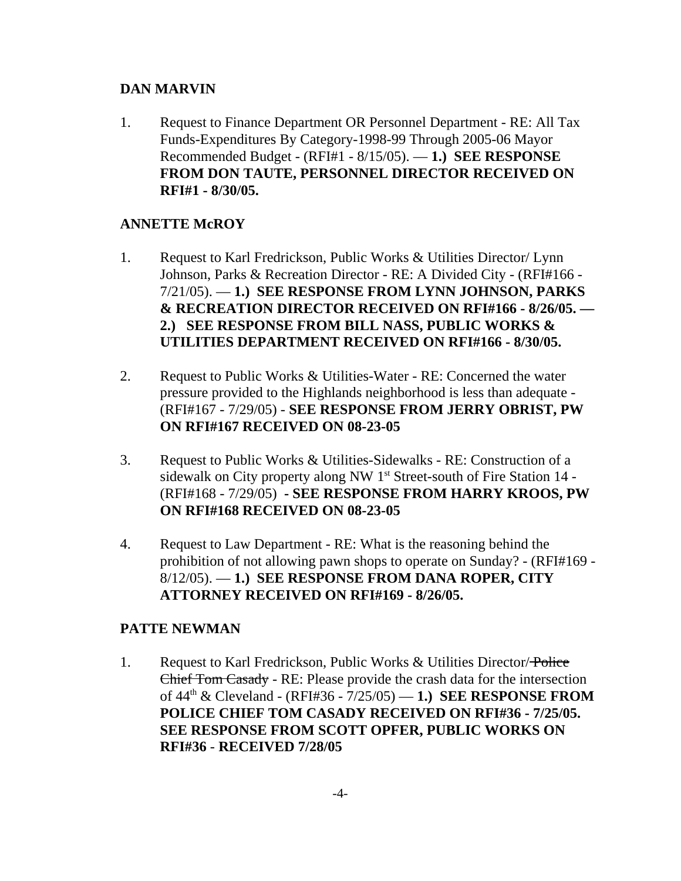**DAN MARVIN**

1. Request to Finance Department OR Personnel Department - RE: All Tax Funds-Expenditures By Category-1998-99 Through 2005-06 Mayor Recommended Budget - (RFI#1 - 8/15/05). — **1.) SEE RESPONSE FROM DON TAUTE, PERSONNEL DIRECTOR RECEIVED ON RFI#1 - 8/30/05.**

**ANNETTE McROY**

1. Request to Karl Fredrickson, Public Works & Utilities Director/ Lynn Johnson, Parks & Recreation Director - RE: A Divided City - (RFI#166 - 7/21/05). — **1.) SEE RESPONSE FROM LYNN JOHNSON, PARKS & RECREATION DIRECTOR RECEIVED ON RFI#166 - 8/26/05. — 2.) SEE RESPONSE FROM BILL NASS, PUBLIC WORKS & UTILITIES DEPARTMENT RECEIVED ON RFI#166 - 8/30/05.**

2. Request to Public Works & Utilities-Water - RE: Concerned the water pressure provided to the Highlands neighborhood is less than adequate - (RFI#167 - 7/29/05) - **SEE RESPONSE FROM JERRY OBRIST, PW ON RFI#167 RECEIVED ON 08-23-05**

3. Request to Public Works & Utilities-Sidewalks - RE: Construction of a sidewalk on City property along NW 1st Street-south of Fire Station 14 - (RFI#168 - 7/29/05) **- SEE RESPONSE FROM HARRY KROOS, PW ON RFI#168 RECEIVED ON 08-23-05**

4. Request to Law Department - RE: What is the reasoning behind the prohibition of not allowing pawn shops to operate on Sunday? - (RFI#169 - 8/12/05). — **1.) SEE RESPONSE FROM DANA ROPER, CITY ATTORNEY RECEIVED ON RFI#169 - 8/26/05.**

**PATTE NEWMAN**

1. Request to Karl Fredrickson, Public Works & Utilities Director/ ~~Police Chief Tom Casady~~ - RE: Please provide the crash data for the intersection of 44th & Cleveland - (RFI#36 - 7/25/05) — **1.) SEE RESPONSE FROM POLICE CHIEF TOM CASADY RECEIVED ON RFI#36 - 7/25/05. SEE RESPONSE FROM SCOTT OPFER, PUBLIC WORKS ON RFI#36 - RECEIVED 7/28/05**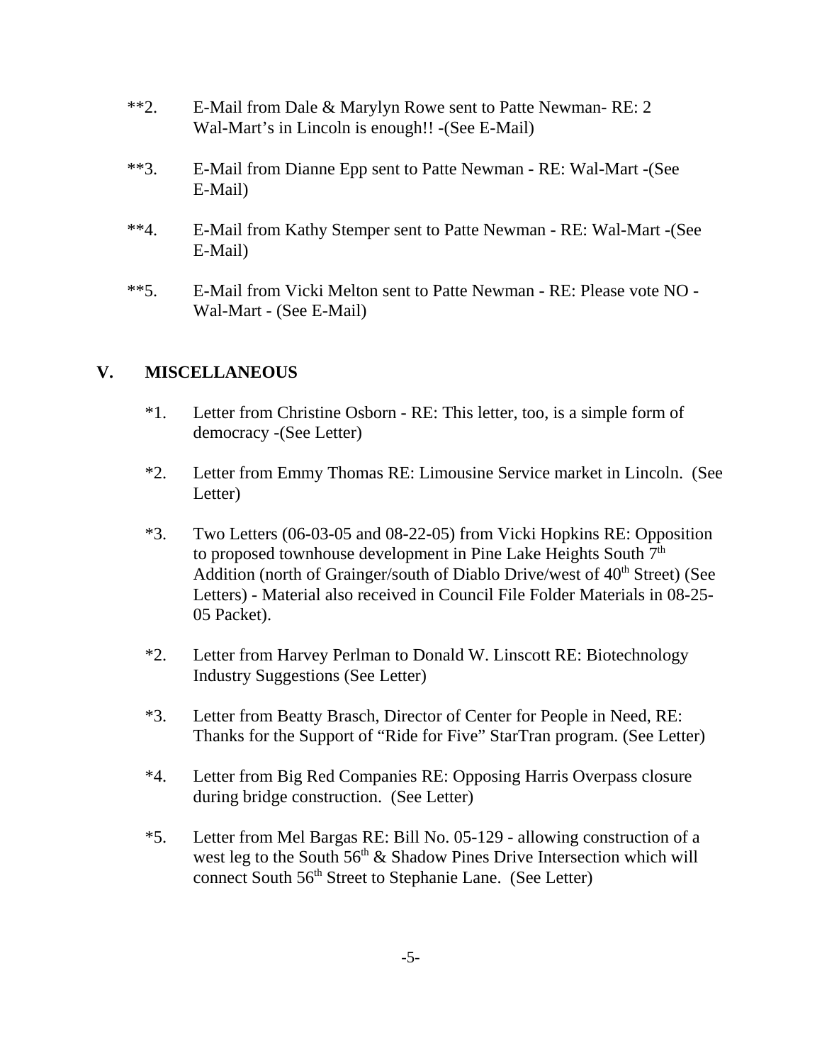**2. E-Mail from Dale & Marylyn Rowe sent to Patte Newman- RE: 2 Wal-Mart's in Lincoln is enough!! -(See E-Mail)

**3. E-Mail from Dianne Epp sent to Patte Newman - RE: Wal-Mart -(See E-Mail)

**4. E-Mail from Kathy Stemper sent to Patte Newman - RE: Wal-Mart -(See E-Mail)

**5. E-Mail from Vicki Melton sent to Patte Newman - RE: Please vote NO - Wal-Mart - (See E-Mail)

## V. MISCELLANEOUS

*1. Letter from Christine Osborn - RE: This letter, too, is a simple form of democracy -(See Letter)

*2. Letter from Emmy Thomas RE: Limousine Service market in Lincoln. (See Letter)

*3. Two Letters (06-03-05 and 08-22-05) from Vicki Hopkins RE: Opposition to proposed townhouse development in Pine Lake Heights South 7th Addition (north of Grainger/south of Diablo Drive/west of 40th Street) (See Letters) - Material also received in Council File Folder Materials in 08-25-05 Packet).

*2. Letter from Harvey Perlman to Donald W. Linscott RE: Biotechnology Industry Suggestions (See Letter)

*3. Letter from Beatty Brasch, Director of Center for People in Need, RE: Thanks for the Support of "Ride for Five" StarTran program. (See Letter)

*4. Letter from Big Red Companies RE: Opposing Harris Overpass closure during bridge construction. (See Letter)

*5. Letter from Mel Bargas RE: Bill No. 05-129 - allowing construction of a west leg to the South 56th & Shadow Pines Drive Intersection which will connect South 56th Street to Stephanie Lane. (See Letter)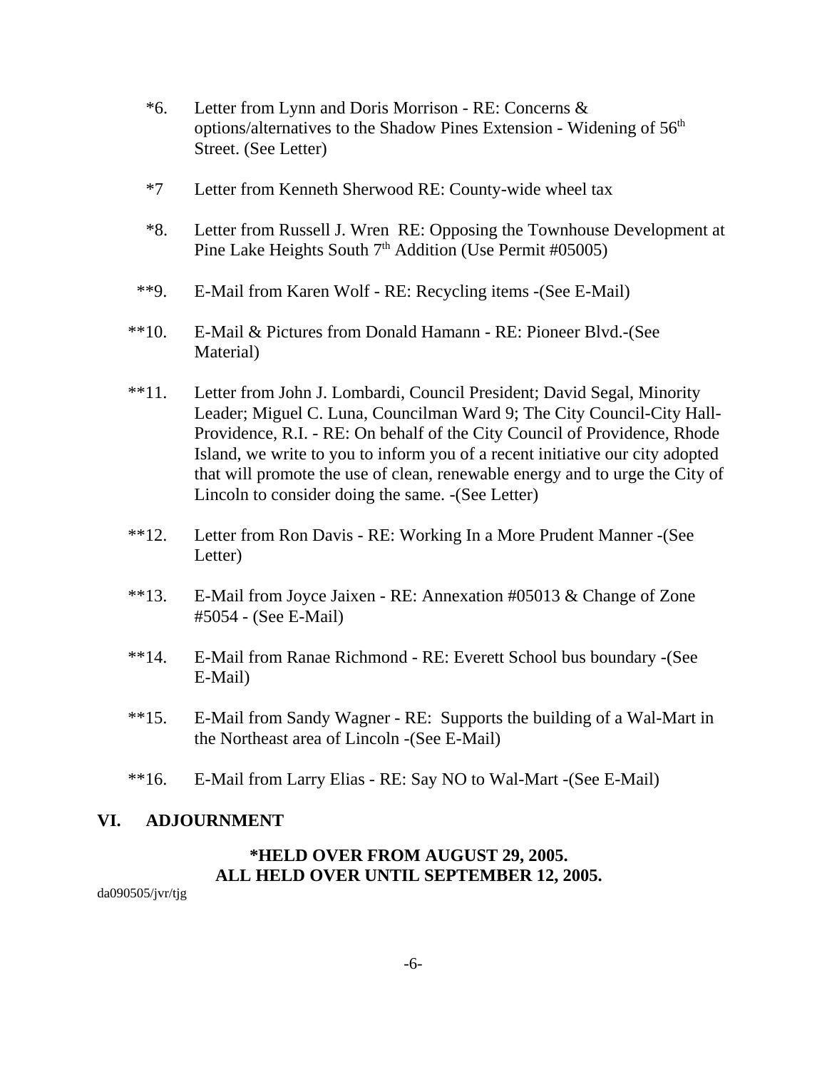*6. Letter from Lynn and Doris Morrison - RE: Concerns & options/alternatives to the Shadow Pines Extension - Widening of 56th Street. (See Letter)

*7 Letter from Kenneth Sherwood RE: County-wide wheel tax

*8. Letter from Russell J. Wren RE: Opposing the Townhouse Development at Pine Lake Heights South 7th Addition (Use Permit #05005)

**9. E-Mail from Karen Wolf - RE: Recycling items -(See E-Mail)

**10. E-Mail & Pictures from Donald Hamann - RE: Pioneer Blvd.-(See Material)

**11. Letter from John J. Lombardi, Council President; David Segal, Minority Leader; Miguel C. Luna, Councilman Ward 9; The City Council-City Hall-Providence, R.I. - RE: On behalf of the City Council of Providence, Rhode Island, we write to you to inform you of a recent initiative our city adopted that will promote the use of clean, renewable energy and to urge the City of Lincoln to consider doing the same. -(See Letter)

**12. Letter from Ron Davis - RE: Working In a More Prudent Manner -(See Letter)

**13. E-Mail from Joyce Jaixen - RE: Annexation #05013 & Change of Zone #5054 - (See E-Mail)

**14. E-Mail from Ranae Richmond - RE: Everett School bus boundary -(See E-Mail)

**15. E-Mail from Sandy Wagner - RE: Supports the building of a Wal-Mart in the Northeast area of Lincoln -(See E-Mail)

**16. E-Mail from Larry Elias - RE: Say NO to Wal-Mart -(See E-Mail)

## VI. ADJOURNMENT

**\*HELD OVER FROM AUGUST 29, 2005.**
**ALL HELD OVER UNTIL SEPTEMBER 12, 2005.**

da090505/jvr/tjg